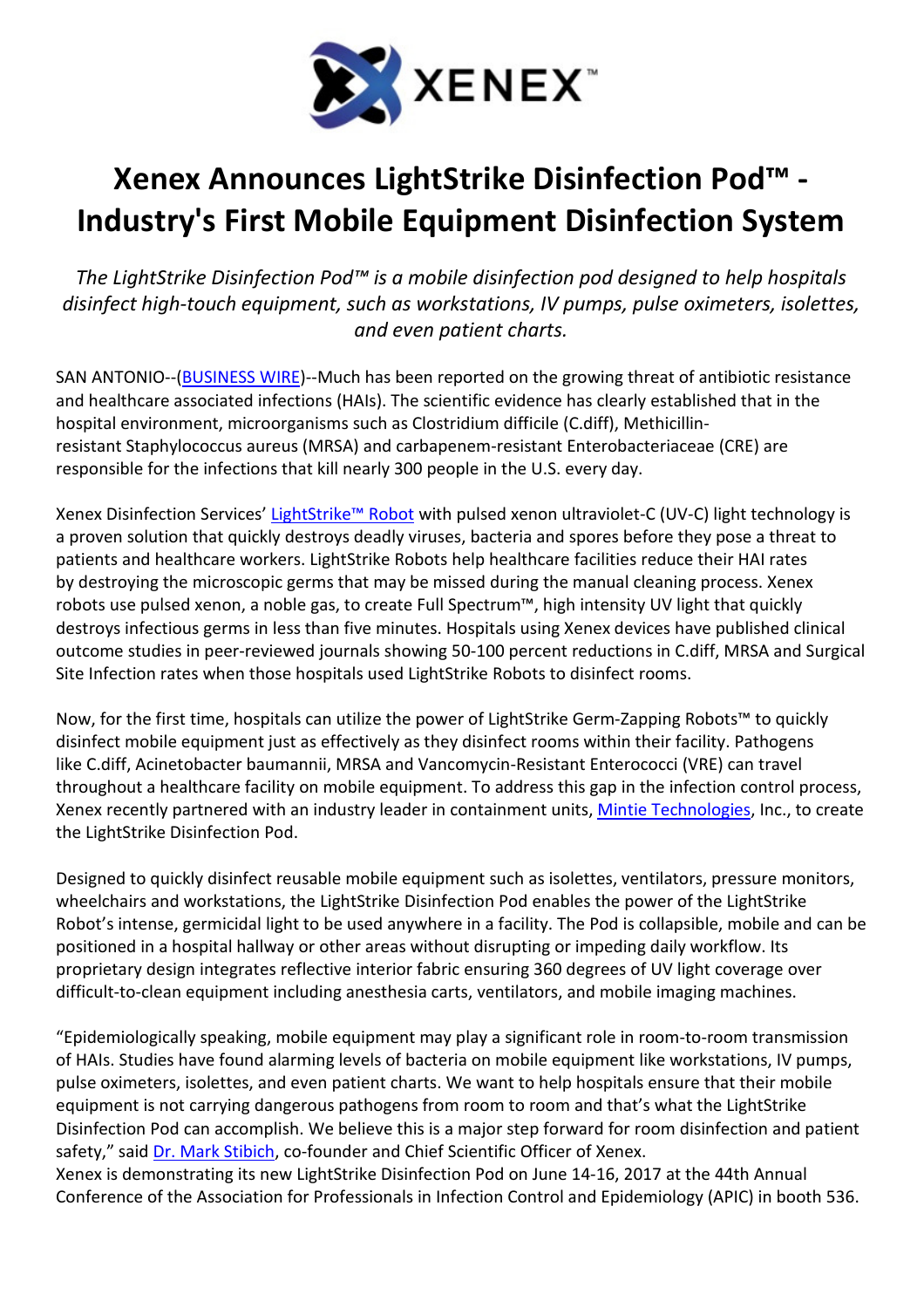XENEX™

# Xenex Announces LightStrike Disinfection Pod™ - Industry's First Mobile Equipment Disinfection System

*The LightStrike Disinfection Pod™ is a mobile disinfection pod designed to help hospitals disinfect high-touch equipment, such as workstations, IV pumps, pulse oximeters, isolettes, and even patient charts.*

SAN ANTONIO--(BUSINESS WIRE)--Much has been reported on the growing threat of antibiotic resistance and healthcare associated infections (HAIs). The scientific evidence has clearly established that in the hospital environment, microorganisms such as Clostridium difficile (C.diff), Methicillin-resistant Staphylococcus aureus (MRSA) and carbapenem-resistant Enterobacteriaceae (CRE) are responsible for the infections that kill nearly 300 people in the U.S. every day.

Xenex Disinfection Services' LightStrike™ Robot with pulsed xenon ultraviolet-C (UV-C) light technology is a proven solution that quickly destroys deadly viruses, bacteria and spores before they pose a threat to patients and healthcare workers. LightStrike Robots help healthcare facilities reduce their HAI rates by destroying the microscopic germs that may be missed during the manual cleaning process. Xenex robots use pulsed xenon, a noble gas, to create Full Spectrum™, high intensity UV light that quickly destroys infectious germs in less than five minutes. Hospitals using Xenex devices have published clinical outcome studies in peer-reviewed journals showing 50-100 percent reductions in C.diff, MRSA and Surgical Site Infection rates when those hospitals used LightStrike Robots to disinfect rooms.

Now, for the first time, hospitals can utilize the power of LightStrike Germ-Zapping Robots™ to quickly disinfect mobile equipment just as effectively as they disinfect rooms within their facility. Pathogens like C.diff, Acinetobacter baumannii, MRSA and Vancomycin-Resistant Enterococci (VRE) can travel throughout a healthcare facility on mobile equipment. To address this gap in the infection control process, Xenex recently partnered with an industry leader in containment units, Mintie Technologies, Inc., to create the LightStrike Disinfection Pod.

Designed to quickly disinfect reusable mobile equipment such as isolettes, ventilators, pressure monitors, wheelchairs and workstations, the LightStrike Disinfection Pod enables the power of the LightStrike Robot's intense, germicidal light to be used anywhere in a facility. The Pod is collapsible, mobile and can be positioned in a hospital hallway or other areas without disrupting or impeding daily workflow. Its proprietary design integrates reflective interior fabric ensuring 360 degrees of UV light coverage over difficult-to-clean equipment including anesthesia carts, ventilators, and mobile imaging machines.

"Epidemiologically speaking, mobile equipment may play a significant role in room-to-room transmission of HAIs. Studies have found alarming levels of bacteria on mobile equipment like workstations, IV pumps, pulse oximeters, isolettes, and even patient charts. We want to help hospitals ensure that their mobile equipment is not carrying dangerous pathogens from room to room and that's what the LightStrike Disinfection Pod can accomplish. We believe this is a major step forward for room disinfection and patient safety," said Dr. Mark Stibich, co-founder and Chief Scientific Officer of Xenex.

Xenex is demonstrating its new LightStrike Disinfection Pod on June 14-16, 2017 at the 44th Annual Conference of the Association for Professionals in Infection Control and Epidemiology (APIC) in booth 536.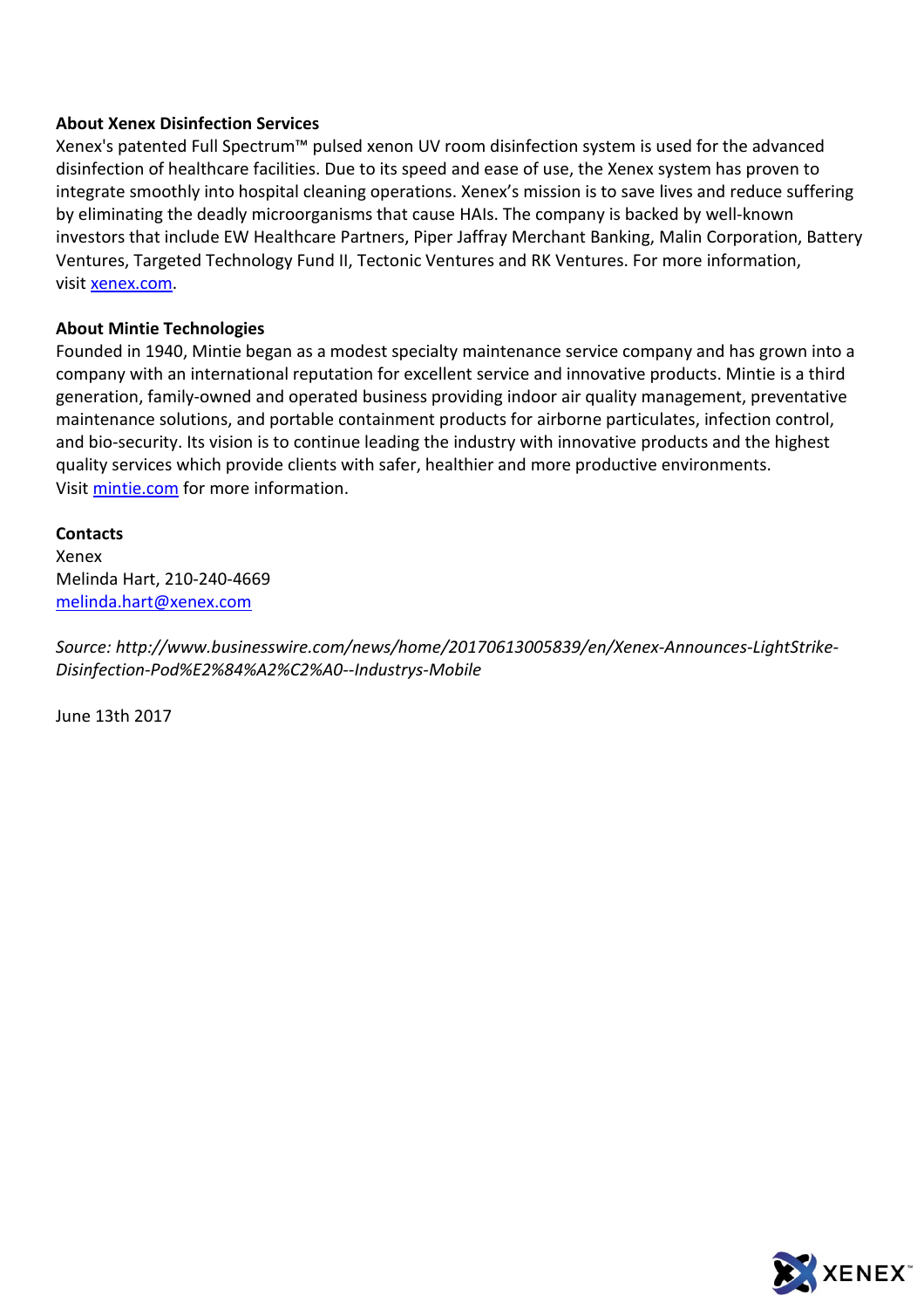**About Xenex Disinfection Services**

Xenex's patented Full Spectrum™ pulsed xenon UV room disinfection system is used for the advanced disinfection of healthcare facilities. Due to its speed and ease of use, the Xenex system has proven to integrate smoothly into hospital cleaning operations. Xenex's mission is to save lives and reduce suffering by eliminating the deadly microorganisms that cause HAIs. The company is backed by well-known investors that include EW Healthcare Partners, Piper Jaffray Merchant Banking, Malin Corporation, Battery Ventures, Targeted Technology Fund II, Tectonic Ventures and RK Ventures. For more information, visit [xenex.com](http://xenex.com).

**About Mintie Technologies**

Founded in 1940, Mintie began as a modest specialty maintenance service company and has grown into a company with an international reputation for excellent service and innovative products. Mintie is a third generation, family-owned and operated business providing indoor air quality management, preventative maintenance solutions, and portable containment products for airborne particulates, infection control, and bio-security. Its vision is to continue leading the industry with innovative products and the highest quality services which provide clients with safer, healthier and more productive environments. Visit [mintie.com](http://mintie.com) for more information.

**Contacts**

Xenex
Melinda Hart, 210-240-4669
[melinda.hart@xenex.com](mailto:melinda.hart@xenex.com)

*Source: http://www.businesswire.com/news/home/20170613005839/en/Xenex-Announces-LightStrike-Disinfection-Pod%E2%84%A2%C2%A0--Industrys-Mobile*

June 13th 2017